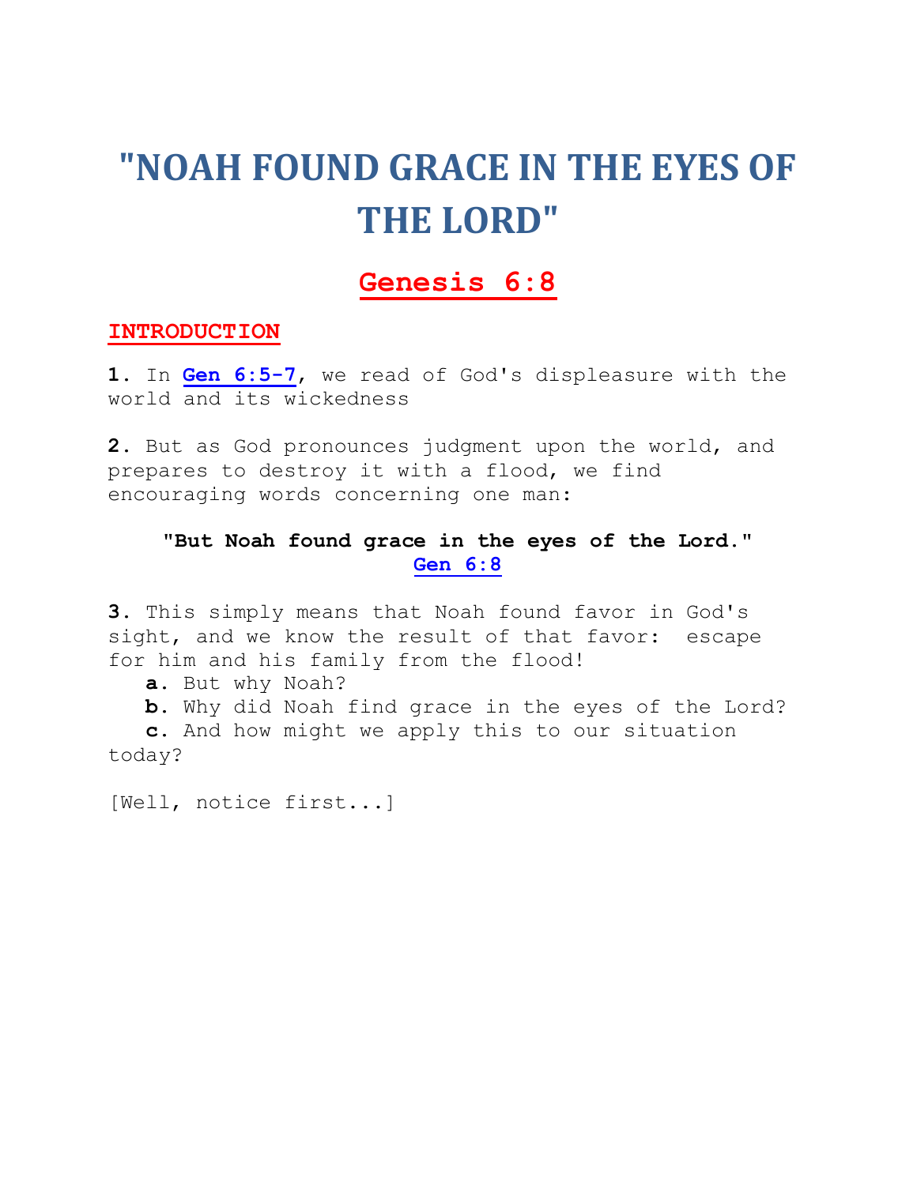# "NOAH FOUND GRACE IN THE EYES OF THE LORD"

## Genesis 6:8

### INTRODUCTION

**1.** In **Gen 6:5-7**, we read of God's displeasure with the world and its wickedness

**2.** But as God pronounces judgment upon the world, and prepares to destroy it with a flood, we find encouraging words concerning one man:

> **"But Noah found grace in the eyes of the Lord."**
> **Gen 6:8**

**3.** This simply means that Noah found favor in God's sight, and we know the result of that favor: escape for him and his family from the flood!

- **a.** But why Noah?
- **b.** Why did Noah find grace in the eyes of the Lord?
- **c.** And how might we apply this to our situation today?

[Well, notice first...]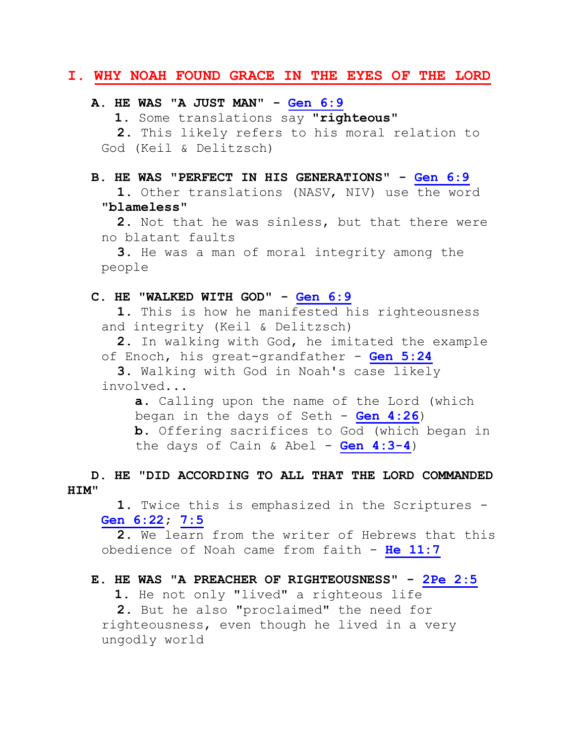# I. WHY NOAH FOUND GRACE IN THE EYES OF THE LORD

### A. HE WAS "A JUST MAN" - Gen 6:9

1. Some translations say **"righteous"**
2. This likely refers to his moral relation to God (Keil & Delitzsch)

### B. HE WAS "PERFECT IN HIS GENERATIONS" - Gen 6:9

1. Other translations (NASV, NIV) use the word **"blameless"**
2. Not that he was sinless, but that there were no blatant faults
3. He was a man of moral integrity among the people

### C. HE "WALKED WITH GOD" - Gen 6:9

1. This is how he manifested his righteousness and integrity (Keil & Delitzsch)
2. In walking with God, he imitated the example of Enoch, his great-grandfather - Gen 5:24
3. Walking with God in Noah's case likely involved...
   - **a.** Calling upon the name of the Lord (which began in the days of Seth - Gen 4:26)
   - **b.** Offering sacrifices to God (which began in the days of Cain & Abel - Gen 4:3-4)

### D. HE "DID ACCORDING TO ALL THAT THE LORD COMMANDED HIM"

1. Twice this is emphasized in the Scriptures - Gen 6:22; 7:5
2. We learn from the writer of Hebrews that this obedience of Noah came from faith - He 11:7

### E. HE WAS "A PREACHER OF RIGHTEOUSNESS" - 2Pe 2:5

1. He not only "lived" a righteous life
2. But he also "proclaimed" the need for righteousness, even though he lived in a very ungodly world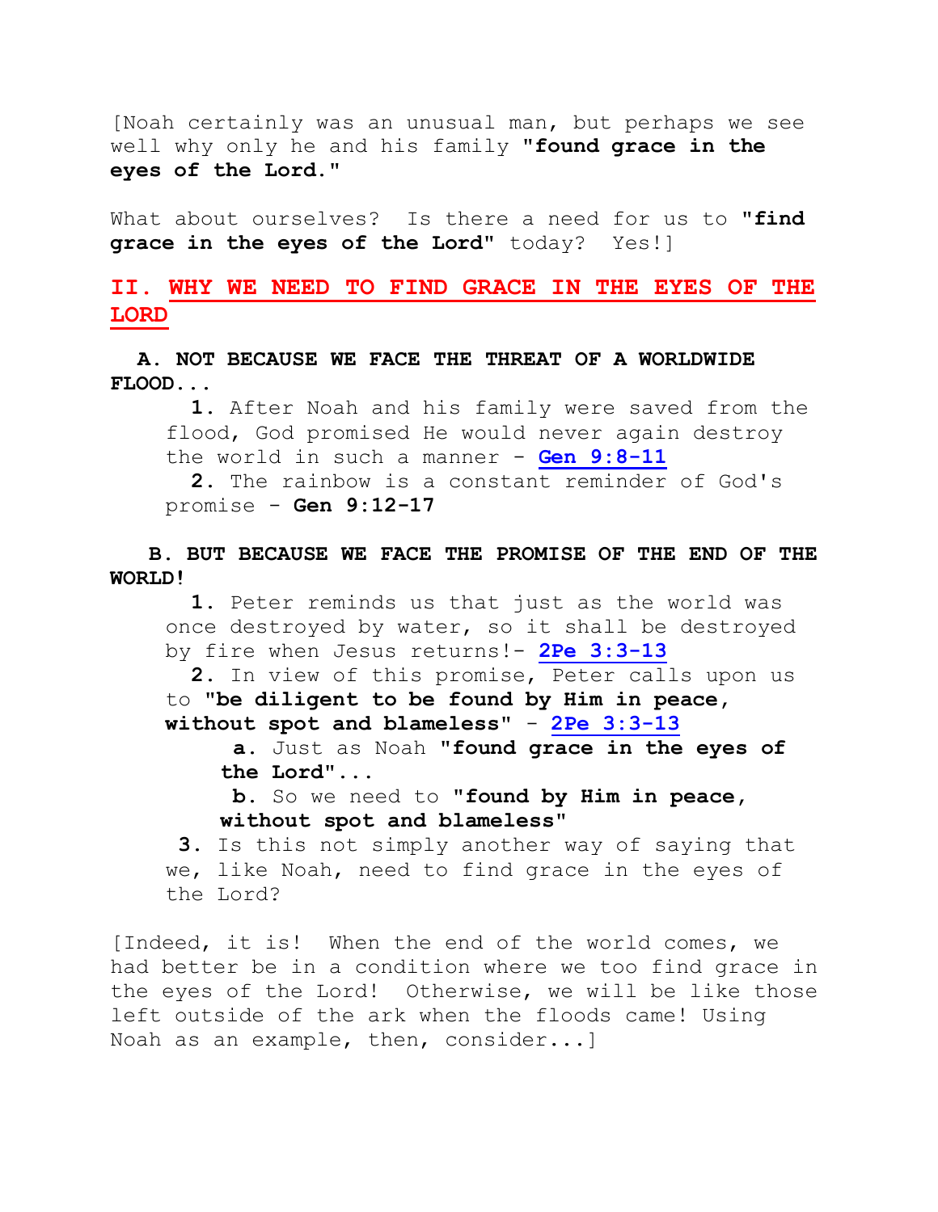[Noah certainly was an unusual man, but perhaps we see well why only he and his family **"found grace in the eyes of the Lord."**

What about ourselves? Is there a need for us to **"find grace in the eyes of the Lord"** today? Yes!]

## II. WHY WE NEED TO FIND GRACE IN THE EYES OF THE LORD

**A. NOT BECAUSE WE FACE THE THREAT OF A WORLDWIDE FLOOD...**

**1.** After Noah and his family were saved from the flood, God promised He would never again destroy the world in such a manner - **Gen 9:8-11**

**2.** The rainbow is a constant reminder of God's promise - **Gen 9:12-17**

**B. BUT BECAUSE WE FACE THE PROMISE OF THE END OF THE WORLD!**

**1.** Peter reminds us that just as the world was once destroyed by water, so it shall be destroyed by fire when Jesus returns!- **2Pe 3:3-13**

**2.** In view of this promise, Peter calls upon us to **"be diligent to be found by Him in peace, without spot and blameless"** - **2Pe 3:3-13**

**a.** Just as Noah **"found grace in the eyes of the Lord"...**

**b.** So we need to **"found by Him in peace, without spot and blameless"**

**3.** Is this not simply another way of saying that we, like Noah, need to find grace in the eyes of the Lord?

[Indeed, it is! When the end of the world comes, we had better be in a condition where we too find grace in the eyes of the Lord! Otherwise, we will be like those left outside of the ark when the floods came! Using Noah as an example, then, consider...]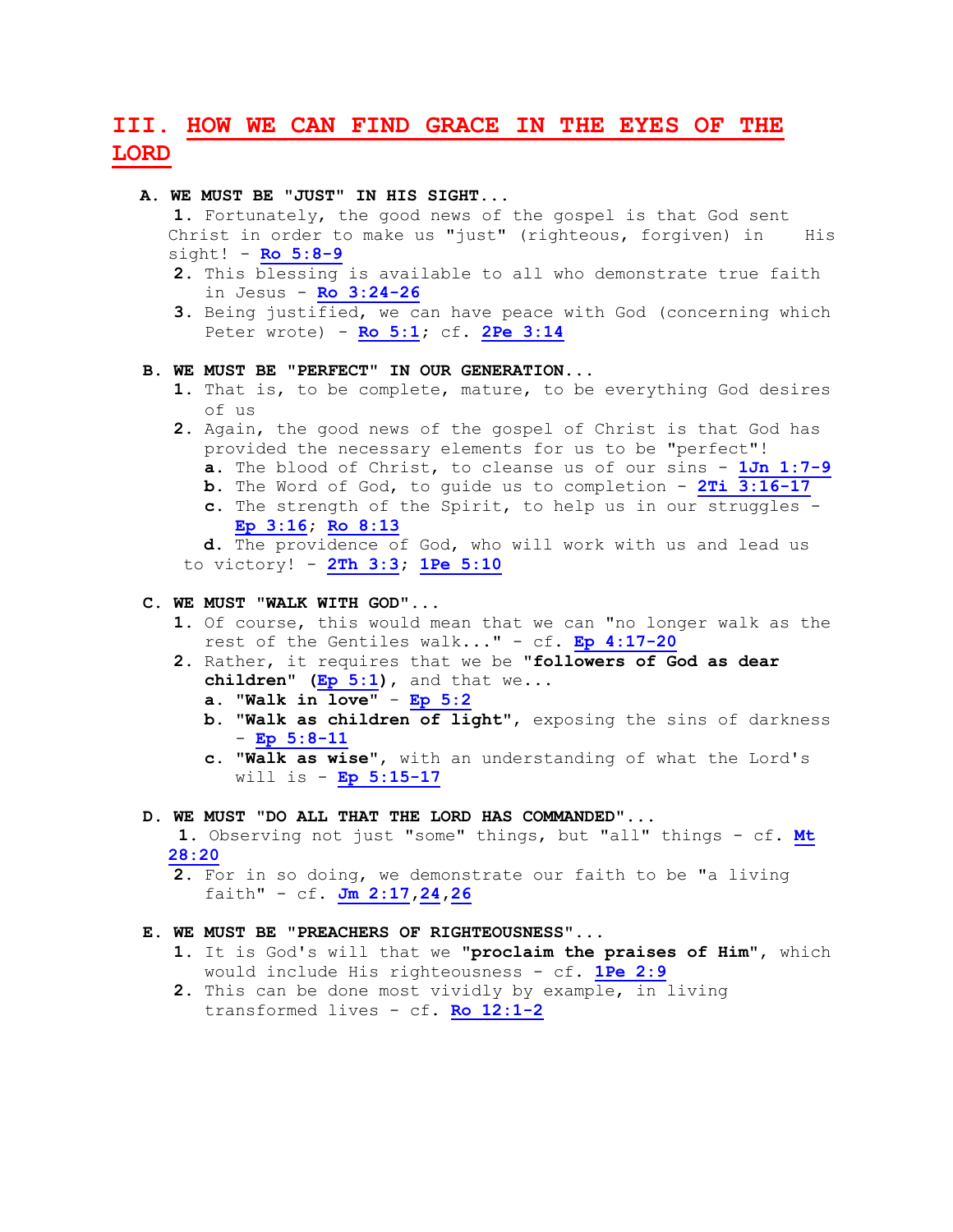## III. HOW WE CAN FIND GRACE IN THE EYES OF THE LORD

**A. WE MUST BE "JUST" IN HIS SIGHT...**

1. Fortunately, the good news of the gospel is that God sent Christ in order to make us "just" (righteous, forgiven) in His sight! - **Ro 5:8-9**
2. This blessing is available to all who demonstrate true faith in Jesus - **Ro 3:24-26**
3. Being justified, we can have peace with God (concerning which Peter wrote) - **Ro 5:1**; cf. **2Pe 3:14**

**B. WE MUST BE "PERFECT" IN OUR GENERATION...**

1. That is, to be complete, mature, to be everything God desires of us
2. Again, the good news of the gospel of Christ is that God has provided the necessary elements for us to be "perfect"!
   a. The blood of Christ, to cleanse us of our sins - **1Jn 1:7-9**
   b. The Word of God, to guide us to completion - **2Ti 3:16-17**
   c. The strength of the Spirit, to help us in our struggles - **Ep 3:16**; **Ro 8:13**
   d. The providence of God, who will work with us and lead us to victory! - **2Th 3:3**; **1Pe 5:10**

**C. WE MUST "WALK WITH GOD"...**

1. Of course, this would mean that we can "no longer walk as the rest of the Gentiles walk..." - cf. **Ep 4:17-20**
2. Rather, it requires that we be **"followers of God as dear children" (Ep 5:1)**, and that we...
   a. **"Walk in love"** - **Ep 5:2**
   b. **"Walk as children of light"**, exposing the sins of darkness - **Ep 5:8-11**
   c. **"Walk as wise"**, with an understanding of what the Lord's will is - **Ep 5:15-17**

**D. WE MUST "DO ALL THAT THE LORD HAS COMMANDED"...**

1. Observing not just "some" things, but "all" things - cf. **Mt 28:20**
2. For in so doing, we demonstrate our faith to be "a living faith" - cf. **Jm 2:17,24,26**

**E. WE MUST BE "PREACHERS OF RIGHTEOUSNESS"...**

1. It is God's will that we **"proclaim the praises of Him"**, which would include His righteousness - cf. **1Pe 2:9**
2. This can be done most vividly by example, in living transformed lives - cf. **Ro 12:1-2**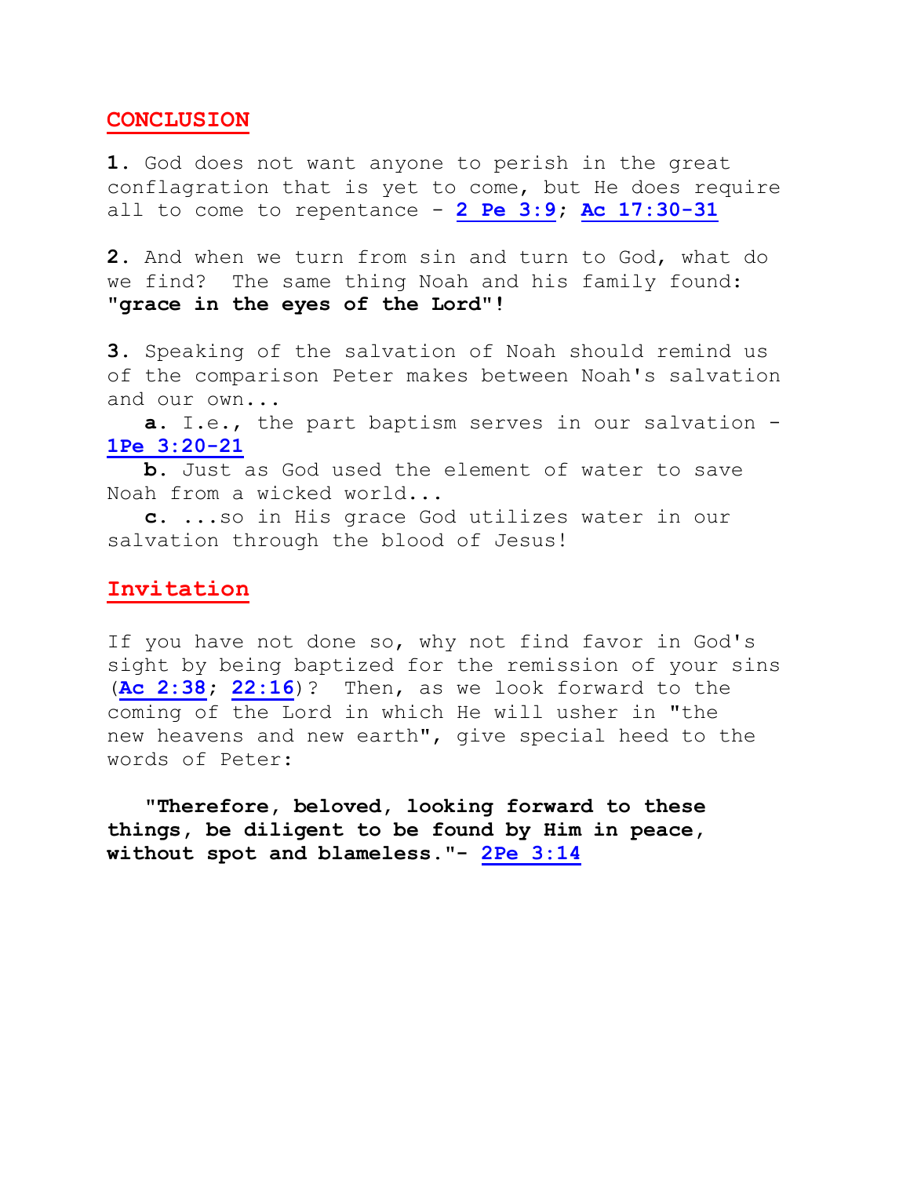## CONCLUSION

**1.** God does not want anyone to perish in the great conflagration that is yet to come, but He does require all to come to repentance - **2 Pe 3:9**; **Ac 17:30-31**

**2.** And when we turn from sin and turn to God, what do we find? The same thing Noah and his family found: **"grace in the eyes of the Lord"!**

**3.** Speaking of the salvation of Noah should remind us of the comparison Peter makes between Noah's salvation and our own...

- **a.** I.e., the part baptism serves in our salvation - **1Pe 3:20-21**
- **b.** Just as God used the element of water to save Noah from a wicked world...
- **c.** ...so in His grace God utilizes water in our salvation through the blood of Jesus!

## Invitation

If you have not done so, why not find favor in God's sight by being baptized for the remission of your sins (**Ac 2:38**; **22:16**)? Then, as we look forward to the coming of the Lord in which He will usher in "the new heavens and new earth", give special heed to the words of Peter:

> **"Therefore, beloved, looking forward to these things, be diligent to be found by Him in peace, without spot and blameless."- 2Pe 3:14**